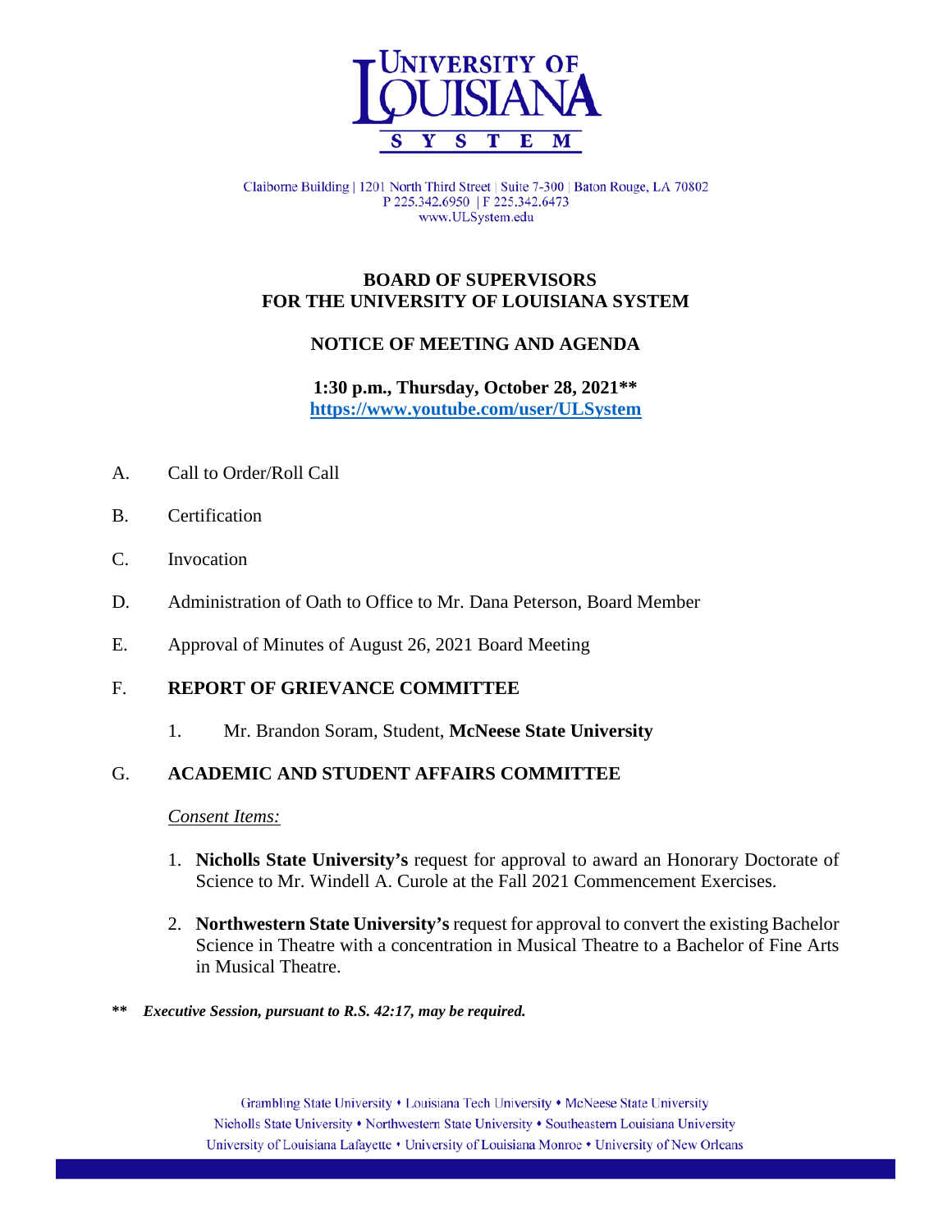# UNIVERSITY OF LOUISIANA SYSTEM

Claiborne Building | 1201 North Third Street | Suite 7-300 | Baton Rouge, LA 70802
P 225.342.6950 | F 225.342.6473
www.ULSystem.edu

## BOARD OF SUPERVISORS FOR THE UNIVERSITY OF LOUISIANA SYSTEM

## NOTICE OF MEETING AND AGENDA

**1:30 p.m., Thursday, October 28, 2021****
**https://www.youtube.com/user/ULSystem**

A. Call to Order/Roll Call

B. Certification

C. Invocation

D. Administration of Oath to Office to Mr. Dana Peterson, Board Member

E. Approval of Minutes of August 26, 2021 Board Meeting

F. **REPORT OF GRIEVANCE COMMITTEE**

1. Mr. Brandon Soram, Student, **McNeese State University**

G. **ACADEMIC AND STUDENT AFFAIRS COMMITTEE**

*Consent Items:*

1. **Nicholls State University's** request for approval to award an Honorary Doctorate of Science to Mr. Windell A. Curole at the Fall 2021 Commencement Exercises.

2. **Northwestern State University's** request for approval to convert the existing Bachelor Science in Theatre with a concentration in Musical Theatre to a Bachelor of Fine Arts in Musical Theatre.

**\*\*** ***Executive Session, pursuant to R.S. 42:17, may be required.***

Grambling State University • Louisiana Tech University • McNeese State University
Nicholls State University • Northwestern State University • Southeastern Louisiana University
University of Louisiana Lafayette • University of Louisiana Monroe • University of New Orleans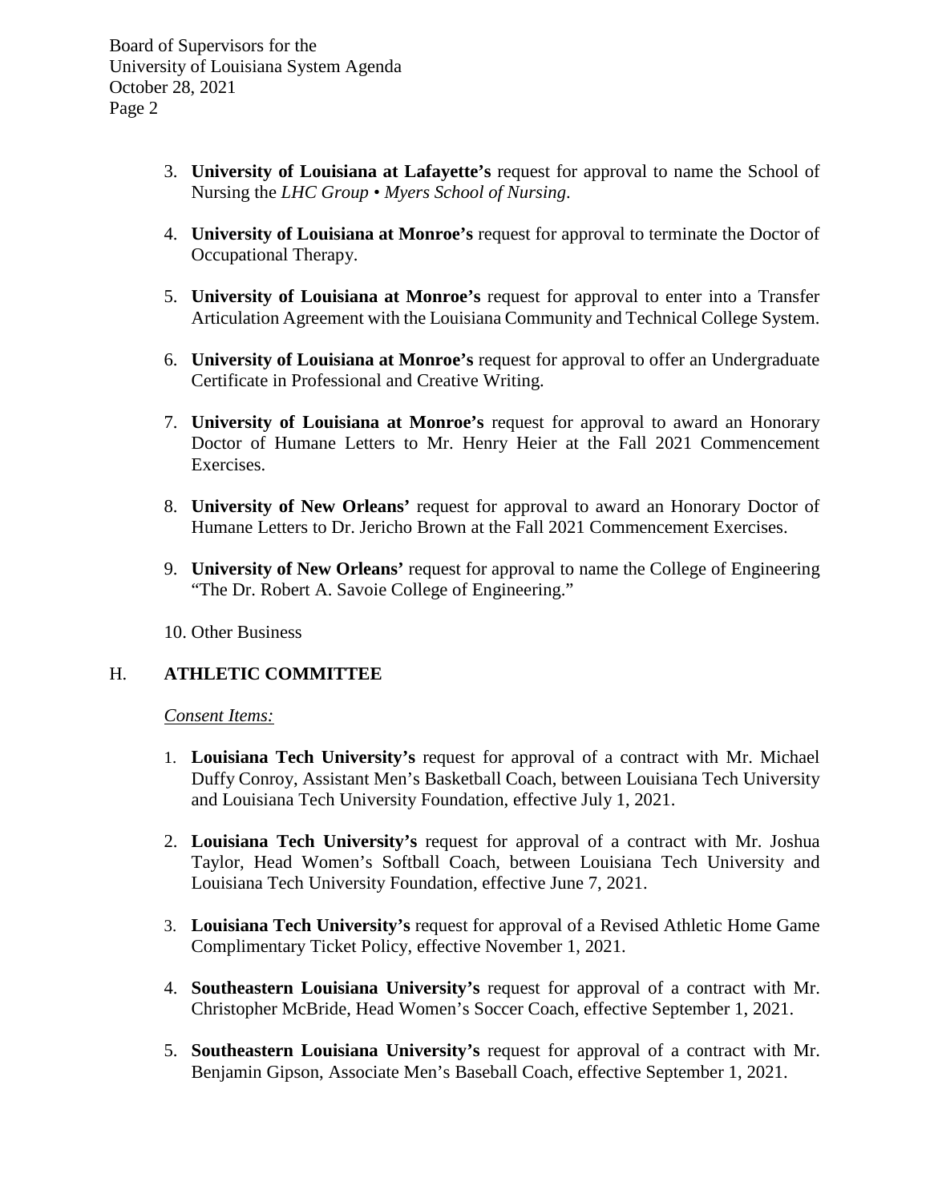3. **University of Louisiana at Lafayette's** request for approval to name the School of Nursing the *LHC Group • Myers School of Nursing*.

4. **University of Louisiana at Monroe's** request for approval to terminate the Doctor of Occupational Therapy.

5. **University of Louisiana at Monroe's** request for approval to enter into a Transfer Articulation Agreement with the Louisiana Community and Technical College System.

6. **University of Louisiana at Monroe's** request for approval to offer an Undergraduate Certificate in Professional and Creative Writing.

7. **University of Louisiana at Monroe's** request for approval to award an Honorary Doctor of Humane Letters to Mr. Henry Heier at the Fall 2021 Commencement Exercises.

8. **University of New Orleans'** request for approval to award an Honorary Doctor of Humane Letters to Dr. Jericho Brown at the Fall 2021 Commencement Exercises.

9. **University of New Orleans'** request for approval to name the College of Engineering "The Dr. Robert A. Savoie College of Engineering."

10. Other Business

## H. ATHLETIC COMMITTEE

*Consent Items:*

1. **Louisiana Tech University's** request for approval of a contract with Mr. Michael Duffy Conroy, Assistant Men's Basketball Coach, between Louisiana Tech University and Louisiana Tech University Foundation, effective July 1, 2021.

2. **Louisiana Tech University's** request for approval of a contract with Mr. Joshua Taylor, Head Women's Softball Coach, between Louisiana Tech University and Louisiana Tech University Foundation, effective June 7, 2021.

3. **Louisiana Tech University's** request for approval of a Revised Athletic Home Game Complimentary Ticket Policy, effective November 1, 2021.

4. **Southeastern Louisiana University's** request for approval of a contract with Mr. Christopher McBride, Head Women's Soccer Coach, effective September 1, 2021.

5. **Southeastern Louisiana University's** request for approval of a contract with Mr. Benjamin Gipson, Associate Men's Baseball Coach, effective September 1, 2021.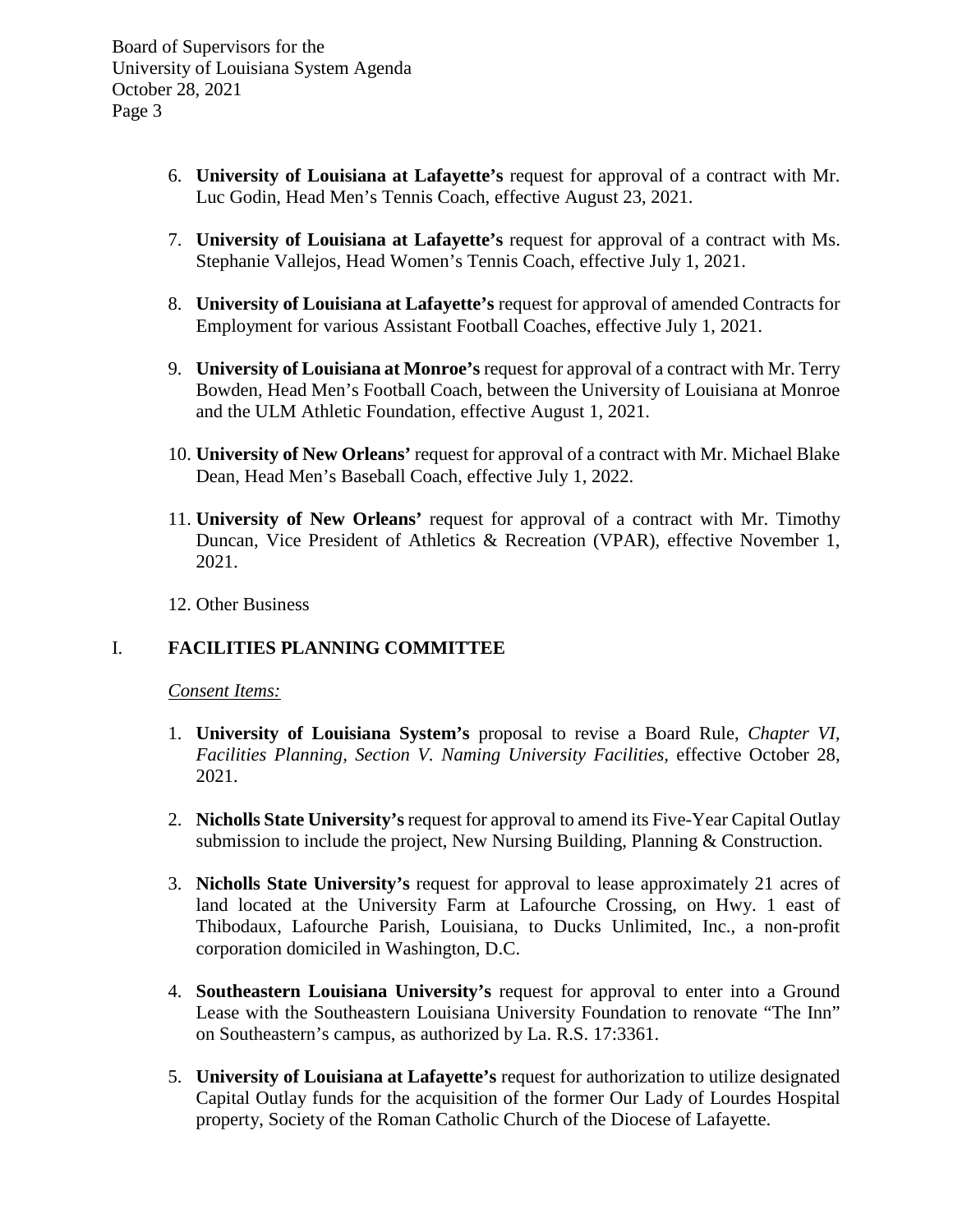6. **University of Louisiana at Lafayette's** request for approval of a contract with Mr. Luc Godin, Head Men's Tennis Coach, effective August 23, 2021.

7. **University of Louisiana at Lafayette's** request for approval of a contract with Ms. Stephanie Vallejos, Head Women's Tennis Coach, effective July 1, 2021.

8. **University of Louisiana at Lafayette's** request for approval of amended Contracts for Employment for various Assistant Football Coaches, effective July 1, 2021.

9. **University of Louisiana at Monroe's** request for approval of a contract with Mr. Terry Bowden, Head Men's Football Coach, between the University of Louisiana at Monroe and the ULM Athletic Foundation, effective August 1, 2021.

10. **University of New Orleans'** request for approval of a contract with Mr. Michael Blake Dean, Head Men's Baseball Coach, effective July 1, 2022.

11. **University of New Orleans'** request for approval of a contract with Mr. Timothy Duncan, Vice President of Athletics & Recreation (VPAR), effective November 1, 2021.

12. Other Business

## I. FACILITIES PLANNING COMMITTEE

*Consent Items:*

1. **University of Louisiana System's** proposal to revise a Board Rule, *Chapter VI, Facilities Planning, Section V. Naming University Facilities*, effective October 28, 2021.

2. **Nicholls State University's** request for approval to amend its Five-Year Capital Outlay submission to include the project, New Nursing Building, Planning & Construction.

3. **Nicholls State University's** request for approval to lease approximately 21 acres of land located at the University Farm at Lafourche Crossing, on Hwy. 1 east of Thibodaux, Lafourche Parish, Louisiana, to Ducks Unlimited, Inc., a non-profit corporation domiciled in Washington, D.C.

4. **Southeastern Louisiana University's** request for approval to enter into a Ground Lease with the Southeastern Louisiana University Foundation to renovate "The Inn" on Southeastern's campus, as authorized by La. R.S. 17:3361.

5. **University of Louisiana at Lafayette's** request for authorization to utilize designated Capital Outlay funds for the acquisition of the former Our Lady of Lourdes Hospital property, Society of the Roman Catholic Church of the Diocese of Lafayette.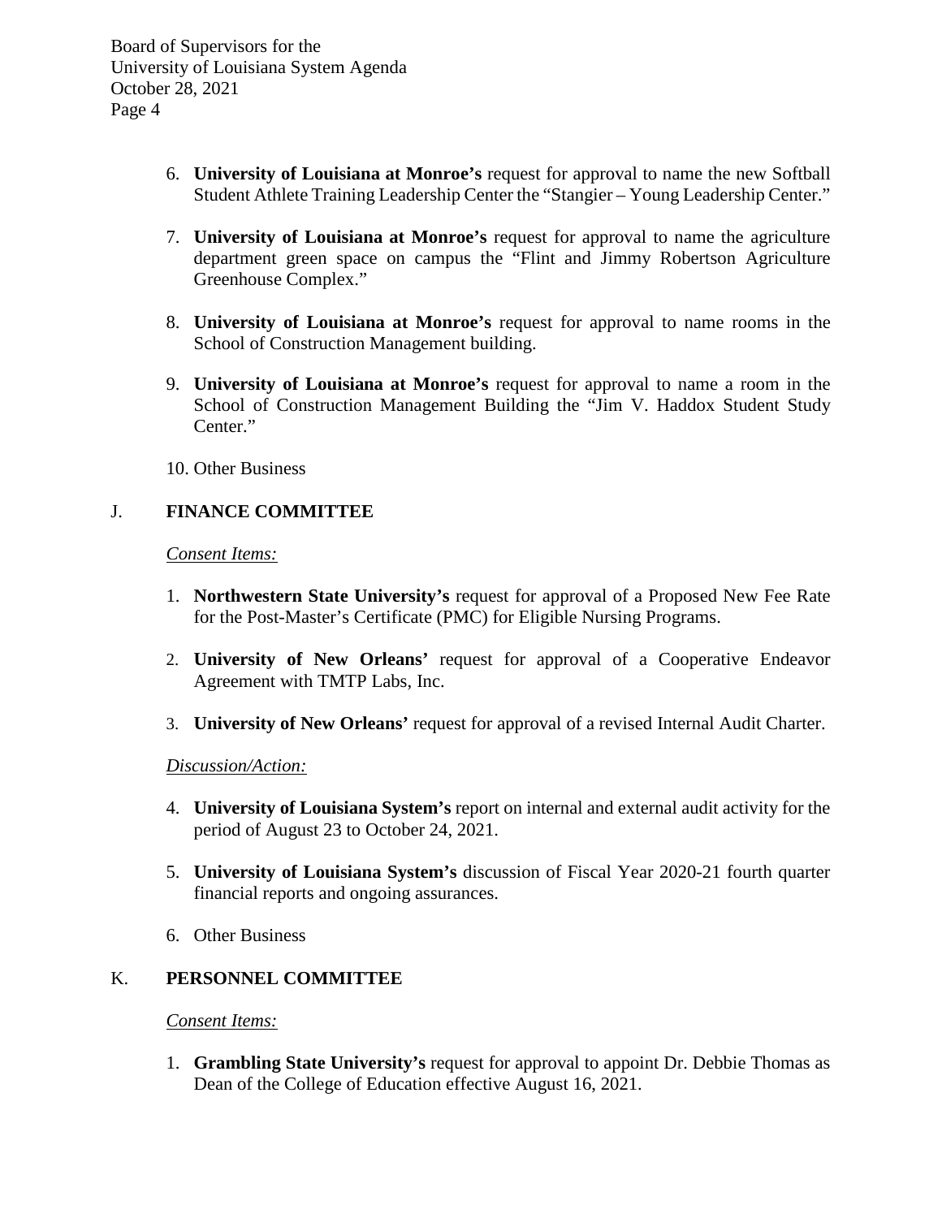6. **University of Louisiana at Monroe's** request for approval to name the new Softball Student Athlete Training Leadership Center the "Stangier – Young Leadership Center."

7. **University of Louisiana at Monroe's** request for approval to name the agriculture department green space on campus the "Flint and Jimmy Robertson Agriculture Greenhouse Complex."

8. **University of Louisiana at Monroe's** request for approval to name rooms in the School of Construction Management building.

9. **University of Louisiana at Monroe's** request for approval to name a room in the School of Construction Management Building the "Jim V. Haddox Student Study Center."

10. Other Business

## J. FINANCE COMMITTEE

*Consent Items:*

1. **Northwestern State University's** request for approval of a Proposed New Fee Rate for the Post-Master's Certificate (PMC) for Eligible Nursing Programs.

2. **University of New Orleans'** request for approval of a Cooperative Endeavor Agreement with TMTP Labs, Inc.

3. **University of New Orleans'** request for approval of a revised Internal Audit Charter.

*Discussion/Action:*

4. **University of Louisiana System's** report on internal and external audit activity for the period of August 23 to October 24, 2021.

5. **University of Louisiana System's** discussion of Fiscal Year 2020-21 fourth quarter financial reports and ongoing assurances.

6. Other Business

## K. PERSONNEL COMMITTEE

*Consent Items:*

1. **Grambling State University's** request for approval to appoint Dr. Debbie Thomas as Dean of the College of Education effective August 16, 2021.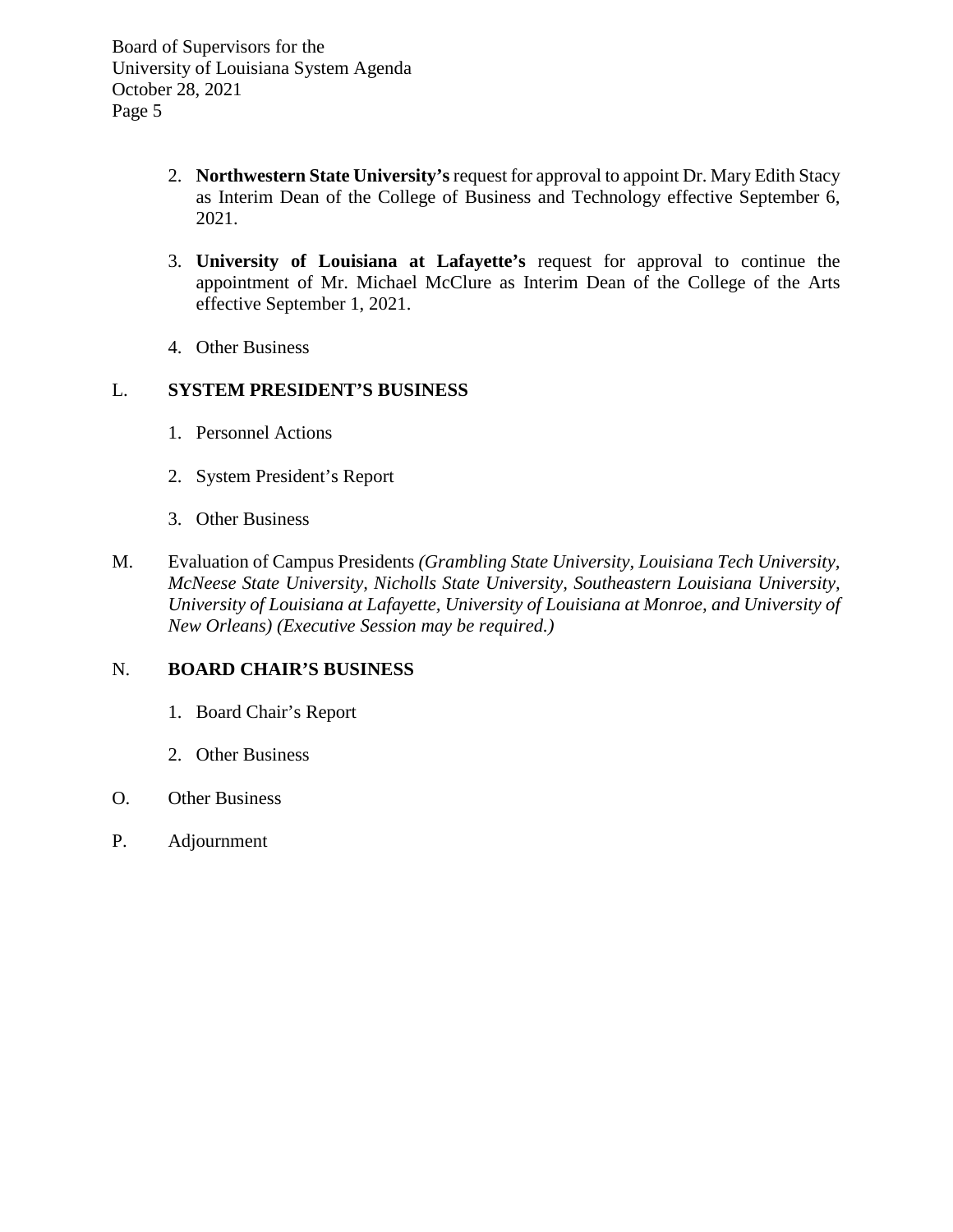2. **Northwestern State University's** request for approval to appoint Dr. Mary Edith Stacy as Interim Dean of the College of Business and Technology effective September 6, 2021.

3. **University of Louisiana at Lafayette's** request for approval to continue the appointment of Mr. Michael McClure as Interim Dean of the College of the Arts effective September 1, 2021.

4. Other Business

L. **SYSTEM PRESIDENT'S BUSINESS**

1. Personnel Actions

2. System President's Report

3. Other Business

M. Evaluation of Campus Presidents *(Grambling State University, Louisiana Tech University, McNeese State University, Nicholls State University, Southeastern Louisiana University, University of Louisiana at Lafayette, University of Louisiana at Monroe, and University of New Orleans) (Executive Session may be required.)*

N. **BOARD CHAIR'S BUSINESS**

1. Board Chair's Report

2. Other Business

O. Other Business

P. Adjournment